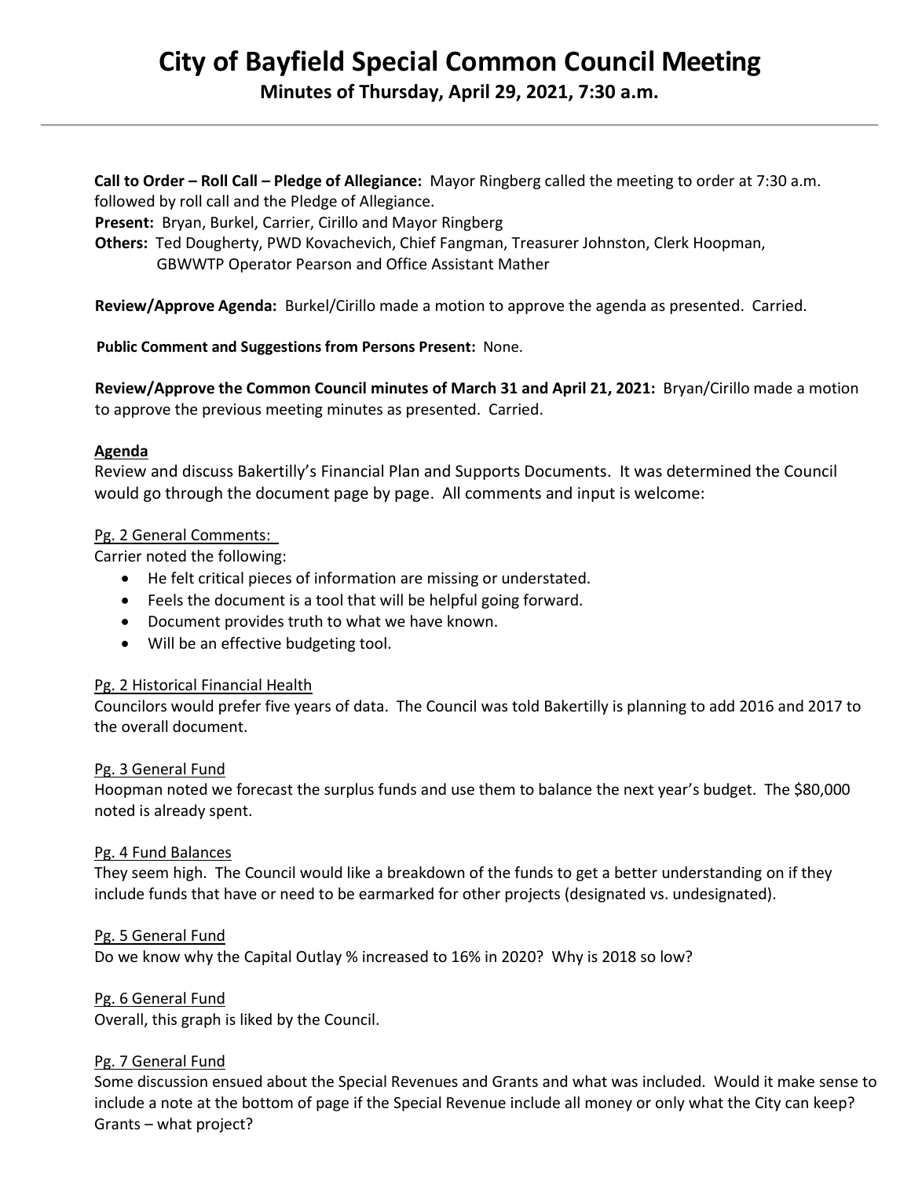# City of Bayfield Special Common Council Meeting

## Minutes of Thursday, April 29, 2021, 7:30 a.m.

**Call to Order – Roll Call – Pledge of Allegiance:** Mayor Ringberg called the meeting to order at 7:30 a.m. followed by roll call and the Pledge of Allegiance.
**Present:** Bryan, Burkel, Carrier, Cirillo and Mayor Ringberg
**Others:** Ted Dougherty, PWD Kovachevich, Chief Fangman, Treasurer Johnston, Clerk Hoopman, GBWWTP Operator Pearson and Office Assistant Mather

**Review/Approve Agenda:** Burkel/Cirillo made a motion to approve the agenda as presented. Carried.

**Public Comment and Suggestions from Persons Present:** None.

**Review/Approve the Common Council minutes of March 31 and April 21, 2021:** Bryan/Cirillo made a motion to approve the previous meeting minutes as presented. Carried.

**Agenda**

Review and discuss Bakertilly's Financial Plan and Supports Documents. It was determined the Council would go through the document page by page. All comments and input is welcome:

Pg. 2 General Comments:

Carrier noted the following:

- He felt critical pieces of information are missing or understated.
- Feels the document is a tool that will be helpful going forward.
- Document provides truth to what we have known.
- Will be an effective budgeting tool.

Pg. 2 Historical Financial Health

Councilors would prefer five years of data. The Council was told Bakertilly is planning to add 2016 and 2017 to the overall document.

Pg. 3 General Fund

Hoopman noted we forecast the surplus funds and use them to balance the next year's budget. The $80,000 noted is already spent.

Pg. 4 Fund Balances

They seem high. The Council would like a breakdown of the funds to get a better understanding on if they include funds that have or need to be earmarked for other projects (designated vs. undesignated).

Pg. 5 General Fund

Do we know why the Capital Outlay % increased to 16% in 2020? Why is 2018 so low?

Pg. 6 General Fund

Overall, this graph is liked by the Council.

Pg. 7 General Fund

Some discussion ensued about the Special Revenues and Grants and what was included. Would it make sense to include a note at the bottom of page if the Special Revenue include all money or only what the City can keep? Grants – what project?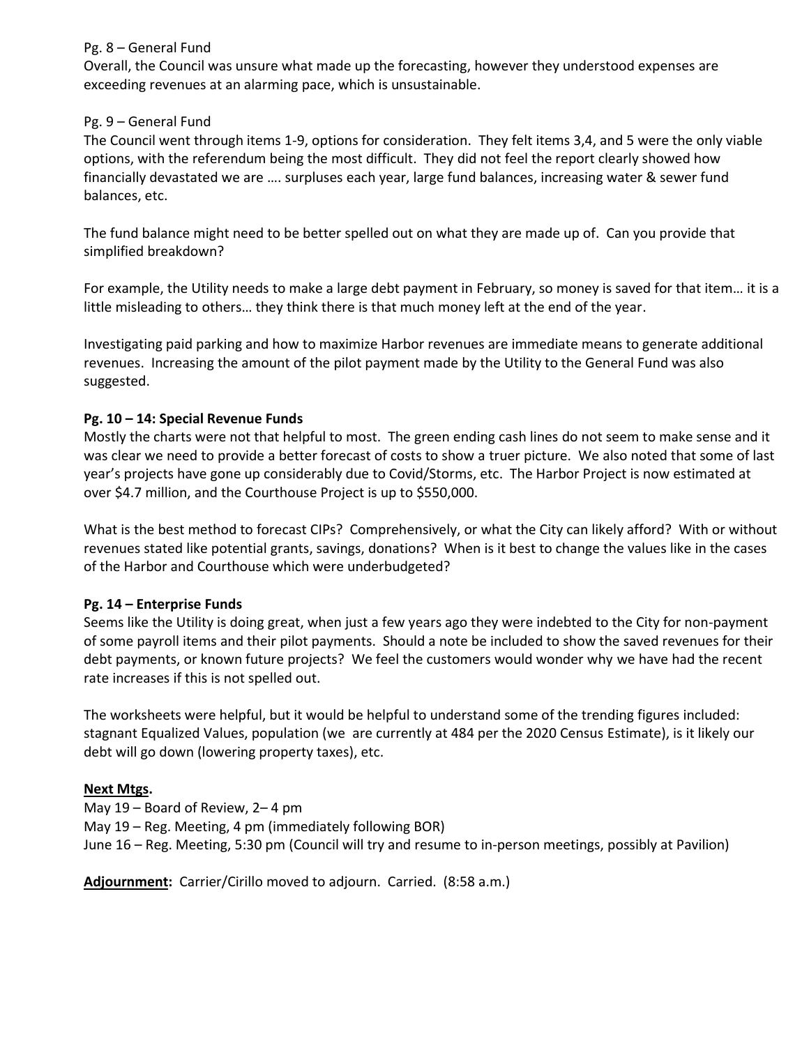Pg. 8 – General Fund
Overall, the Council was unsure what made up the forecasting, however they understood expenses are exceeding revenues at an alarming pace, which is unsustainable.

Pg. 9 – General Fund
The Council went through items 1-9, options for consideration. They felt items 3,4, and 5 were the only viable options, with the referendum being the most difficult. They did not feel the report clearly showed how financially devastated we are …. surpluses each year, large fund balances, increasing water & sewer fund balances, etc.

The fund balance might need to be better spelled out on what they are made up of. Can you provide that simplified breakdown?

For example, the Utility needs to make a large debt payment in February, so money is saved for that item… it is a little misleading to others… they think there is that much money left at the end of the year.

Investigating paid parking and how to maximize Harbor revenues are immediate means to generate additional revenues. Increasing the amount of the pilot payment made by the Utility to the General Fund was also suggested.

**Pg. 10 – 14: Special Revenue Funds**
Mostly the charts were not that helpful to most. The green ending cash lines do not seem to make sense and it was clear we need to provide a better forecast of costs to show a truer picture. We also noted that some of last year's projects have gone up considerably due to Covid/Storms, etc. The Harbor Project is now estimated at over $4.7 million, and the Courthouse Project is up to $550,000.

What is the best method to forecast CIPs? Comprehensively, or what the City can likely afford? With or without revenues stated like potential grants, savings, donations? When is it best to change the values like in the cases of the Harbor and Courthouse which were underbudgeted?

**Pg. 14 – Enterprise Funds**
Seems like the Utility is doing great, when just a few years ago they were indebted to the City for non-payment of some payroll items and their pilot payments. Should a note be included to show the saved revenues for their debt payments, or known future projects? We feel the customers would wonder why we have had the recent rate increases if this is not spelled out.

The worksheets were helpful, but it would be helpful to understand some of the trending figures included: stagnant Equalized Values, population (we are currently at 484 per the 2020 Census Estimate), is it likely our debt will go down (lowering property taxes), etc.

**Next Mtgs.**
May 19 – Board of Review, 2– 4 pm
May 19 – Reg. Meeting, 4 pm (immediately following BOR)
June 16 – Reg. Meeting, 5:30 pm (Council will try and resume to in-person meetings, possibly at Pavilion)

**Adjournment:** Carrier/Cirillo moved to adjourn. Carried. (8:58 a.m.)